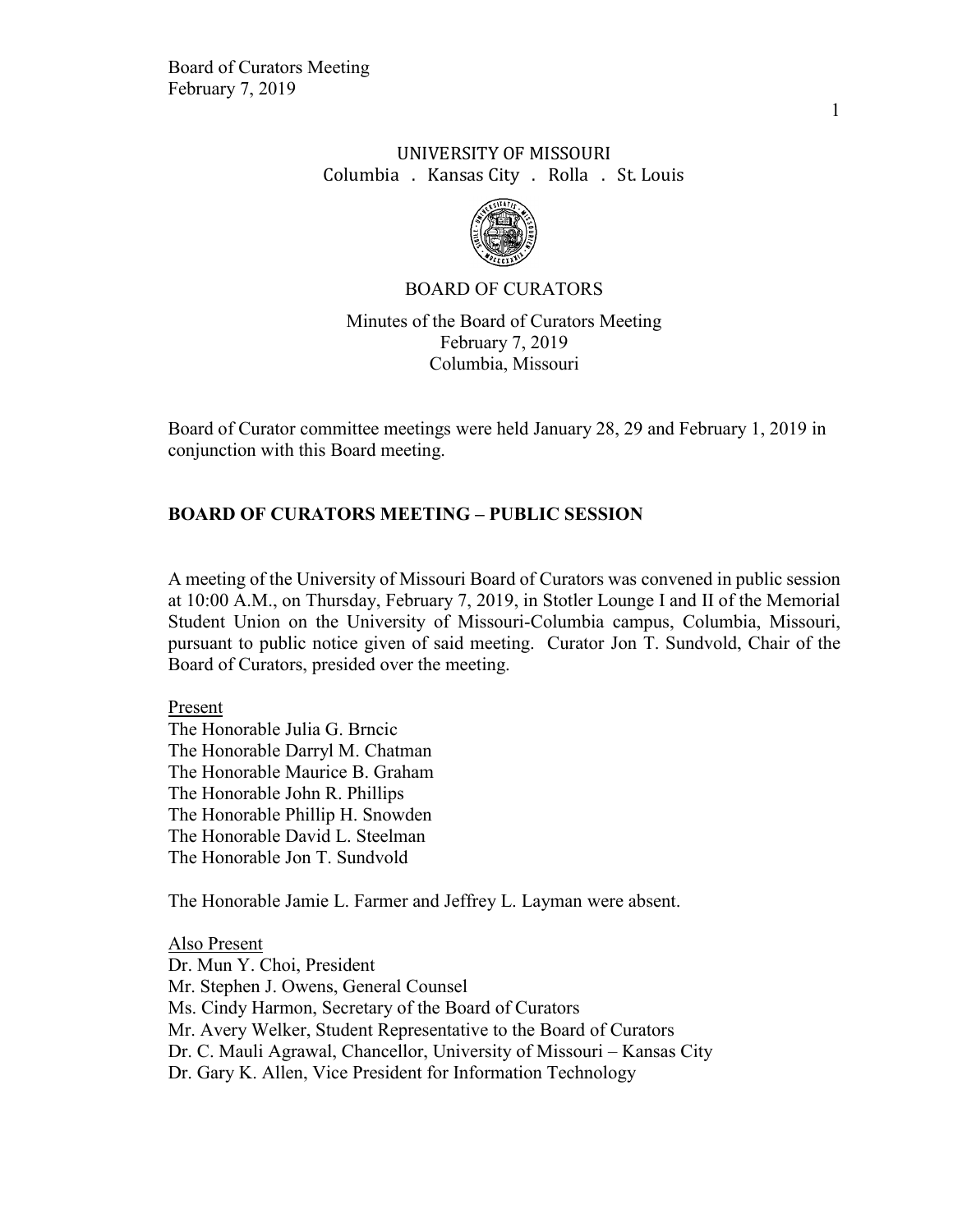UNIVERSITY OF MISSOURI
Columbia . Kansas City . Rolla . St. Louis

BOARD OF CURATORS

Minutes of the Board of Curators Meeting
February 7, 2019
Columbia, Missouri

Board of Curator committee meetings were held January 28, 29 and February 1, 2019 in conjunction with this Board meeting.

## BOARD OF CURATORS MEETING – PUBLIC SESSION

A meeting of the University of Missouri Board of Curators was convened in public session at 10:00 A.M., on Thursday, February 7, 2019, in Stotler Lounge I and II of the Memorial Student Union on the University of Missouri-Columbia campus, Columbia, Missouri, pursuant to public notice given of said meeting. Curator Jon T. Sundvold, Chair of the Board of Curators, presided over the meeting.

Present

The Honorable Julia G. Brncic
The Honorable Darryl M. Chatman
The Honorable Maurice B. Graham
The Honorable John R. Phillips
The Honorable Phillip H. Snowden
The Honorable David L. Steelman
The Honorable Jon T. Sundvold

The Honorable Jamie L. Farmer and Jeffrey L. Layman were absent.

Also Present

Dr. Mun Y. Choi, President
Mr. Stephen J. Owens, General Counsel
Ms. Cindy Harmon, Secretary of the Board of Curators
Mr. Avery Welker, Student Representative to the Board of Curators
Dr. C. Mauli Agrawal, Chancellor, University of Missouri – Kansas City
Dr. Gary K. Allen, Vice President for Information Technology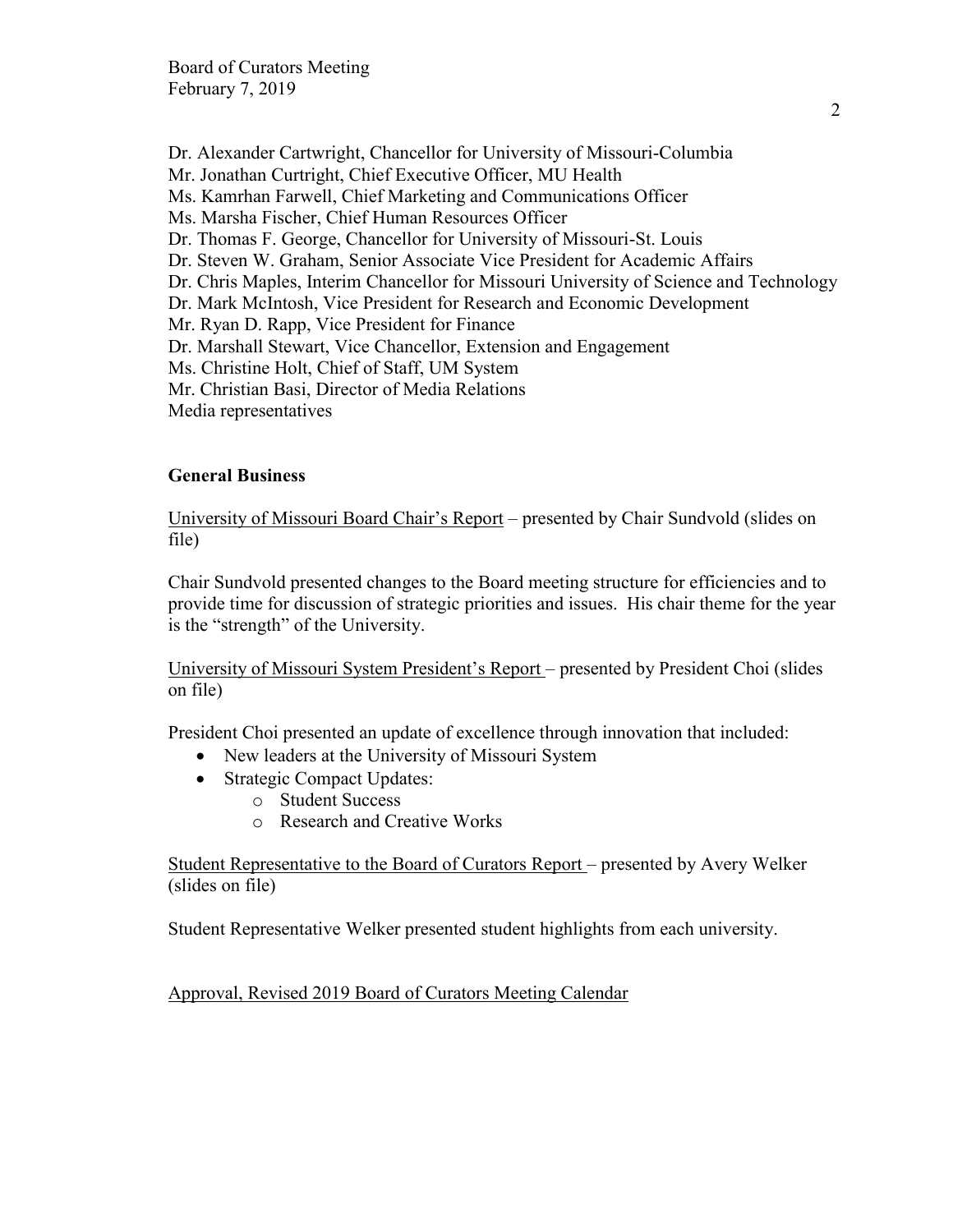Dr. Alexander Cartwright, Chancellor for University of Missouri-Columbia
Mr. Jonathan Curtright, Chief Executive Officer, MU Health
Ms. Kamrhan Farwell, Chief Marketing and Communications Officer
Ms. Marsha Fischer, Chief Human Resources Officer
Dr. Thomas F. George, Chancellor for University of Missouri-St. Louis
Dr. Steven W. Graham, Senior Associate Vice President for Academic Affairs
Dr. Chris Maples, Interim Chancellor for Missouri University of Science and Technology
Dr. Mark McIntosh, Vice President for Research and Economic Development
Mr. Ryan D. Rapp, Vice President for Finance
Dr. Marshall Stewart, Vice Chancellor, Extension and Engagement
Ms. Christine Holt, Chief of Staff, UM System
Mr. Christian Basi, Director of Media Relations
Media representatives

**General Business**

University of Missouri Board Chair's Report – presented by Chair Sundvold (slides on file)

Chair Sundvold presented changes to the Board meeting structure for efficiencies and to provide time for discussion of strategic priorities and issues. His chair theme for the year is the "strength" of the University.

University of Missouri System President's Report – presented by President Choi (slides on file)

President Choi presented an update of excellence through innovation that included:

- New leaders at the University of Missouri System
- Strategic Compact Updates:
    - Student Success
    - Research and Creative Works

Student Representative to the Board of Curators Report – presented by Avery Welker (slides on file)

Student Representative Welker presented student highlights from each university.

Approval, Revised 2019 Board of Curators Meeting Calendar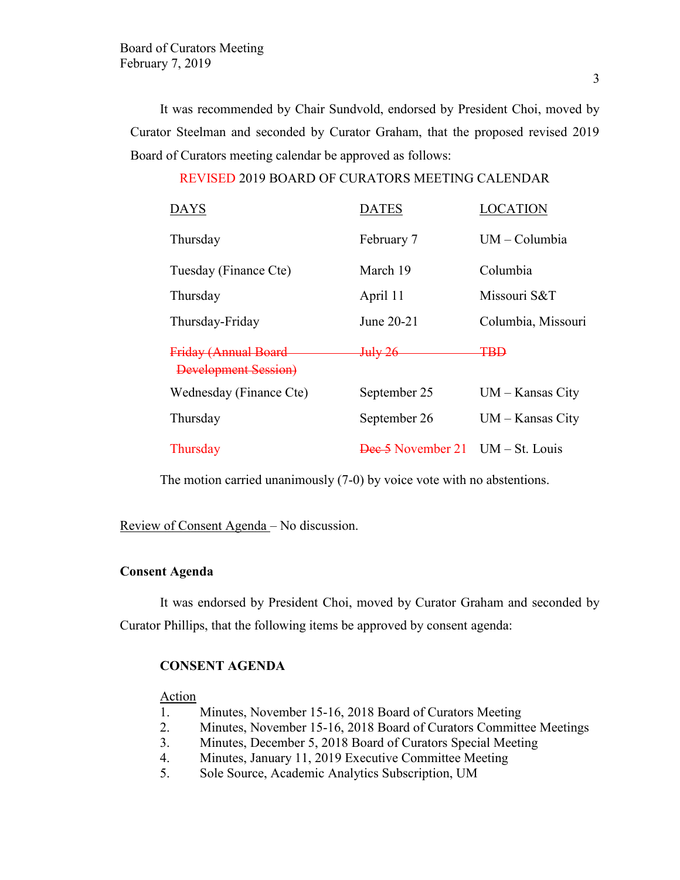It was recommended by Chair Sundvold, endorsed by President Choi, moved by Curator Steelman and seconded by Curator Graham, that the proposed revised 2019 Board of Curators meeting calendar be approved as follows:

REVISED 2019 BOARD OF CURATORS MEETING CALENDAR

| DAYS | DATES | LOCATION |
|---|---|---|
| Thursday | February 7 | UM – Columbia |
| Tuesday (Finance Cte) | March 19 | Columbia |
| Thursday | April 11 | Missouri S&T |
| Thursday-Friday | June 20-21 | Columbia, Missouri |
| ~~Friday (Annual Board Development Session)~~ | ~~July 26~~ | ~~TBD~~ |
| Wednesday (Finance Cte) | September 25 | UM – Kansas City |
| Thursday | September 26 | UM – Kansas City |
| Thursday | ~~Dec 5~~ November 21 | UM – St. Louis |

The motion carried unanimously (7-0) by voice vote with no abstentions.

Review of Consent Agenda – No discussion.

**Consent Agenda**

It was endorsed by President Choi, moved by Curator Graham and seconded by Curator Phillips, that the following items be approved by consent agenda:

**CONSENT AGENDA**

Action

1. Minutes, November 15-16, 2018 Board of Curators Meeting
2. Minutes, November 15-16, 2018 Board of Curators Committee Meetings
3. Minutes, December 5, 2018 Board of Curators Special Meeting
4. Minutes, January 11, 2019 Executive Committee Meeting
5. Sole Source, Academic Analytics Subscription, UM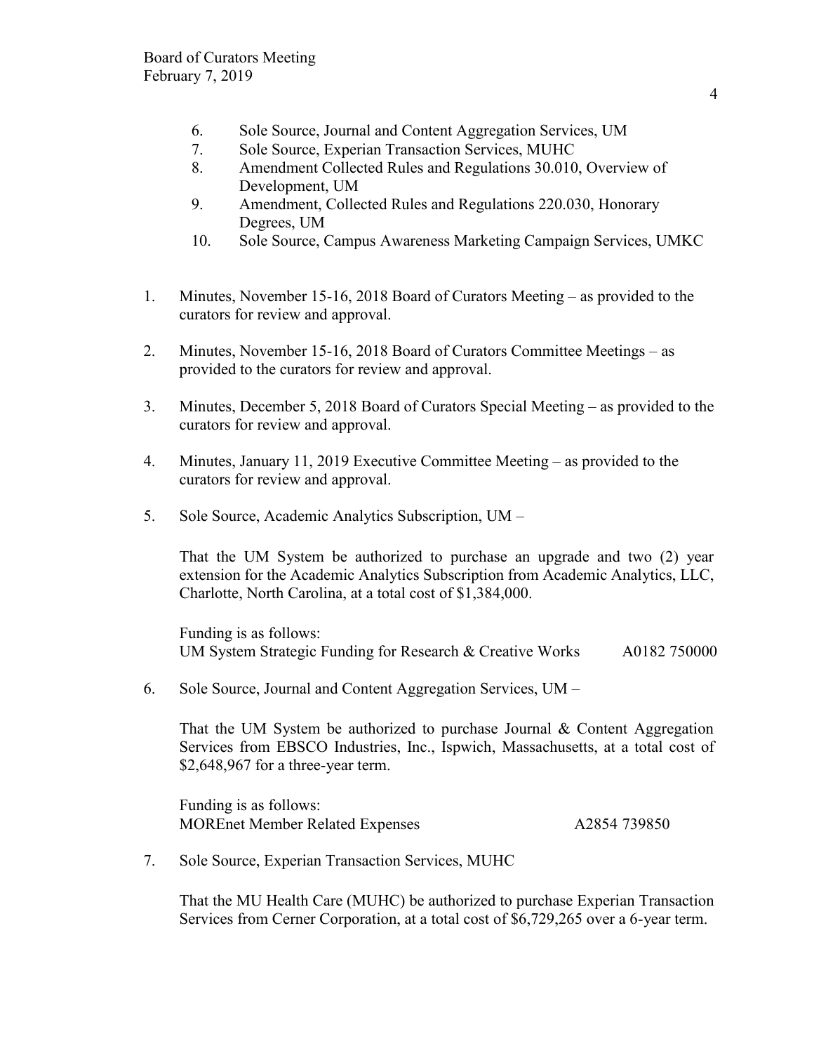6. Sole Source, Journal and Content Aggregation Services, UM
7. Sole Source, Experian Transaction Services, MUHC
8. Amendment Collected Rules and Regulations 30.010, Overview of Development, UM
9. Amendment, Collected Rules and Regulations 220.030, Honorary Degrees, UM
10. Sole Source, Campus Awareness Marketing Campaign Services, UMKC

1. Minutes, November 15-16, 2018 Board of Curators Meeting – as provided to the curators for review and approval.

2. Minutes, November 15-16, 2018 Board of Curators Committee Meetings – as provided to the curators for review and approval.

3. Minutes, December 5, 2018 Board of Curators Special Meeting – as provided to the curators for review and approval.

4. Minutes, January 11, 2019 Executive Committee Meeting – as provided to the curators for review and approval.

5. Sole Source, Academic Analytics Subscription, UM –

   That the UM System be authorized to purchase an upgrade and two (2) year extension for the Academic Analytics Subscription from Academic Analytics, LLC, Charlotte, North Carolina, at a total cost of $1,384,000.

   Funding is as follows:
   UM System Strategic Funding for Research & Creative Works A0182 750000

6. Sole Source, Journal and Content Aggregation Services, UM –

   That the UM System be authorized to purchase Journal & Content Aggregation Services from EBSCO Industries, Inc., Ispwich, Massachusetts, at a total cost of $2,648,967 for a three-year term.

   Funding is as follows:
   MOREnet Member Related Expenses A2854 739850

7. Sole Source, Experian Transaction Services, MUHC

   That the MU Health Care (MUHC) be authorized to purchase Experian Transaction Services from Cerner Corporation, at a total cost of $6,729,265 over a 6-year term.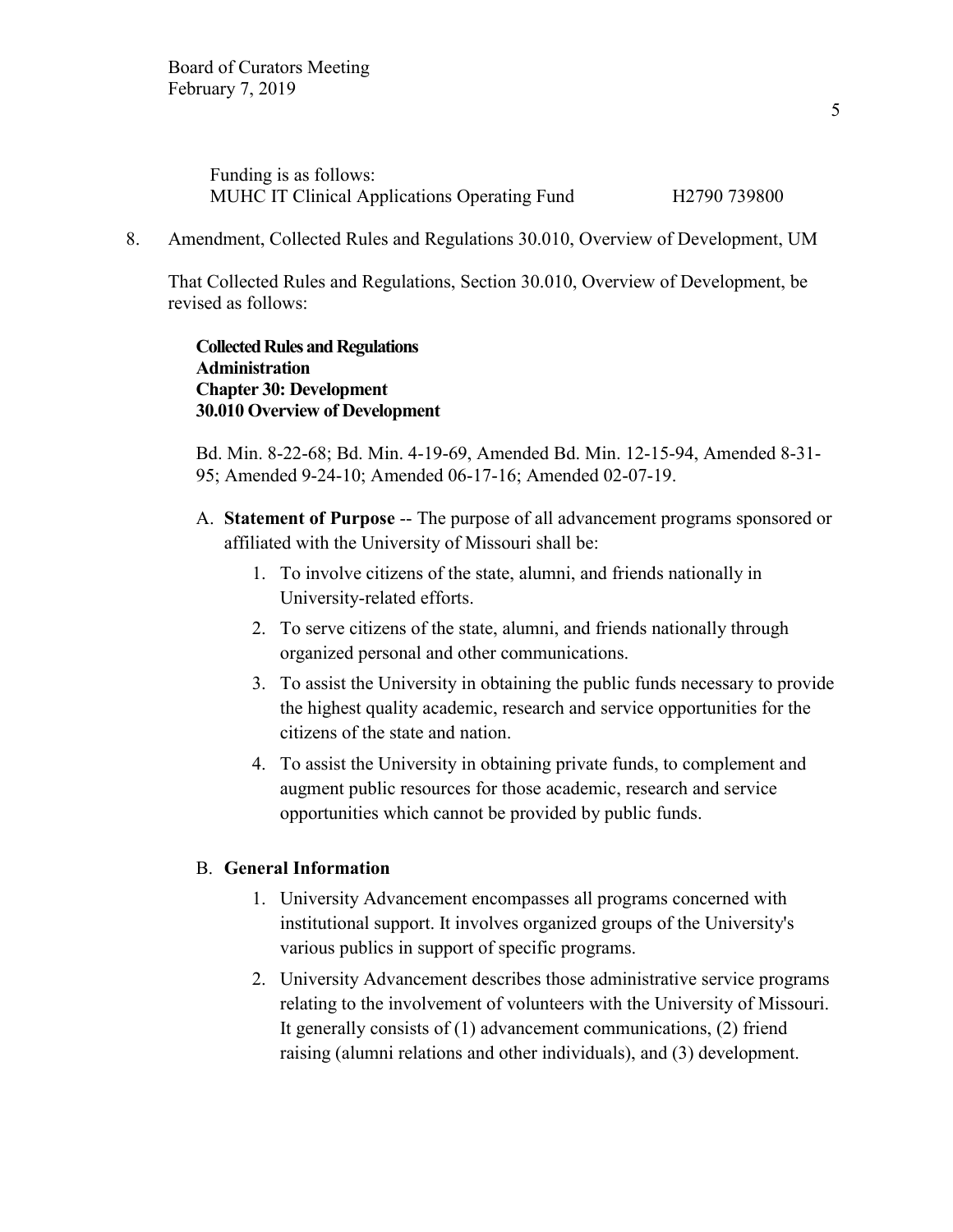Funding is as follows:
MUHC IT Clinical Applications Operating Fund H2790 739800

8. Amendment, Collected Rules and Regulations 30.010, Overview of Development, UM

That Collected Rules and Regulations, Section 30.010, Overview of Development, be revised as follows:

**Collected Rules and Regulations**
**Administration**
**Chapter 30: Development**
**30.010 Overview of Development**

Bd. Min. 8-22-68; Bd. Min. 4-19-69, Amended Bd. Min. 12-15-94, Amended 8-31-95; Amended 9-24-10; Amended 06-17-16; Amended 02-07-19.

A. **Statement of Purpose** -- The purpose of all advancement programs sponsored or affiliated with the University of Missouri shall be:

   1. To involve citizens of the state, alumni, and friends nationally in University-related efforts.
   2. To serve citizens of the state, alumni, and friends nationally through organized personal and other communications.
   3. To assist the University in obtaining the public funds necessary to provide the highest quality academic, research and service opportunities for the citizens of the state and nation.
   4. To assist the University in obtaining private funds, to complement and augment public resources for those academic, research and service opportunities which cannot be provided by public funds.

B. **General Information**

   1. University Advancement encompasses all programs concerned with institutional support. It involves organized groups of the University's various publics in support of specific programs.
   2. University Advancement describes those administrative service programs relating to the involvement of volunteers with the University of Missouri. It generally consists of (1) advancement communications, (2) friend raising (alumni relations and other individuals), and (3) development.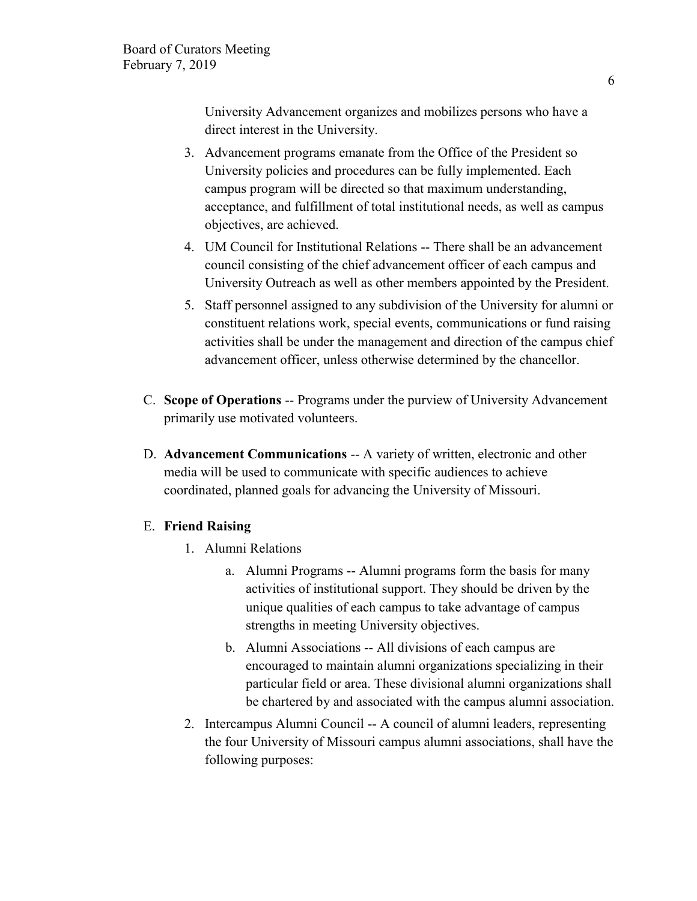University Advancement organizes and mobilizes persons who have a direct interest in the University.

3. Advancement programs emanate from the Office of the President so University policies and procedures can be fully implemented. Each campus program will be directed so that maximum understanding, acceptance, and fulfillment of total institutional needs, as well as campus objectives, are achieved.
4. UM Council for Institutional Relations -- There shall be an advancement council consisting of the chief advancement officer of each campus and University Outreach as well as other members appointed by the President.
5. Staff personnel assigned to any subdivision of the University for alumni or constituent relations work, special events, communications or fund raising activities shall be under the management and direction of the campus chief advancement officer, unless otherwise determined by the chancellor.

C. **Scope of Operations** -- Programs under the purview of University Advancement primarily use motivated volunteers.

D. **Advancement Communications** -- A variety of written, electronic and other media will be used to communicate with specific audiences to achieve coordinated, planned goals for advancing the University of Missouri.

E. **Friend Raising**

1. Alumni Relations
   a. Alumni Programs -- Alumni programs form the basis for many activities of institutional support. They should be driven by the unique qualities of each campus to take advantage of campus strengths in meeting University objectives.
   b. Alumni Associations -- All divisions of each campus are encouraged to maintain alumni organizations specializing in their particular field or area. These divisional alumni organizations shall be chartered by and associated with the campus alumni association.
2. Intercampus Alumni Council -- A council of alumni leaders, representing the four University of Missouri campus alumni associations, shall have the following purposes: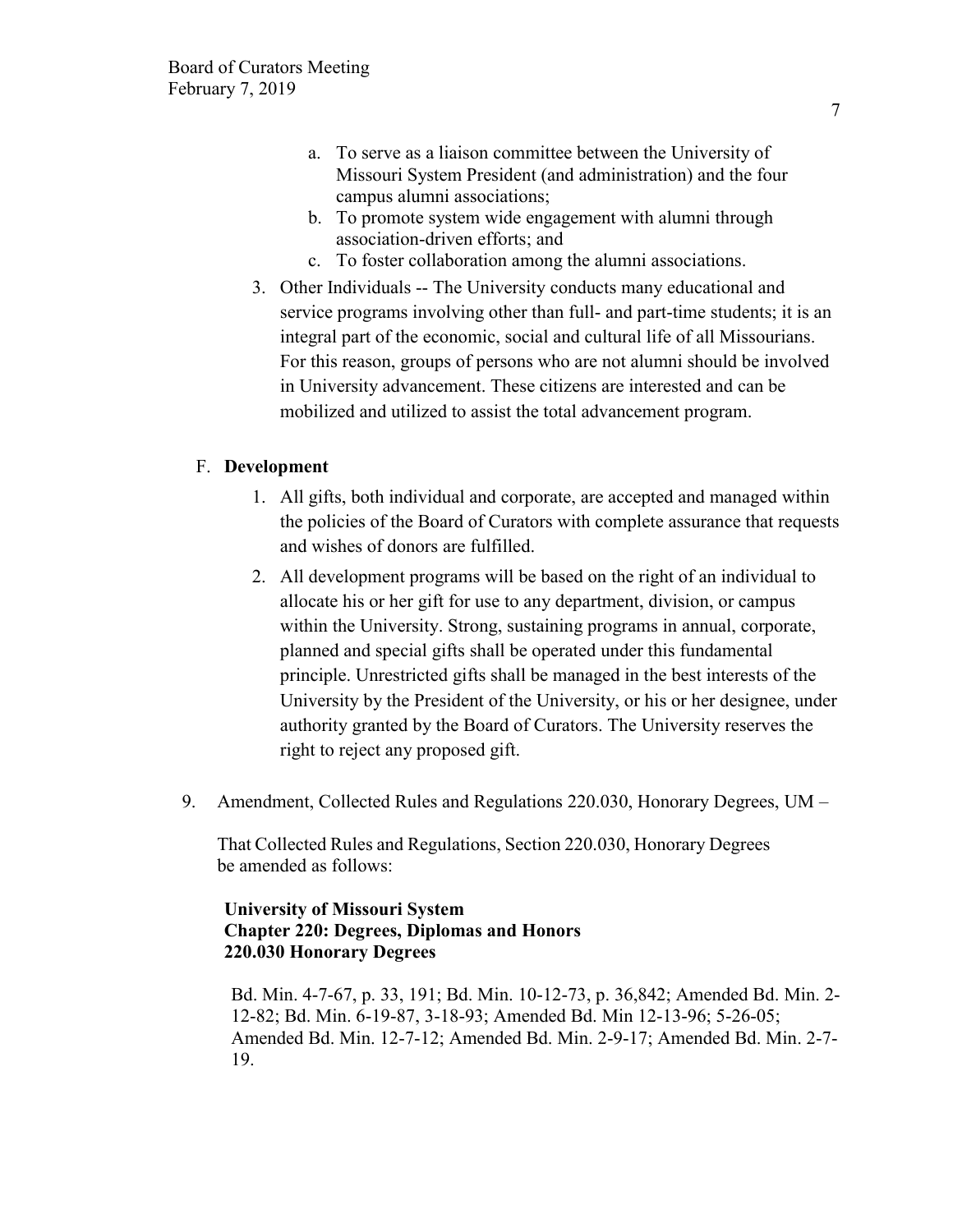a. To serve as a liaison committee between the University of Missouri System President (and administration) and the four campus alumni associations;
b. To promote system wide engagement with alumni through association-driven efforts; and
c. To foster collaboration among the alumni associations.

3. Other Individuals -- The University conducts many educational and service programs involving other than full- and part-time students; it is an integral part of the economic, social and cultural life of all Missourians. For this reason, groups of persons who are not alumni should be involved in University advancement. These citizens are interested and can be mobilized and utilized to assist the total advancement program.

F. **Development**

1. All gifts, both individual and corporate, are accepted and managed within the policies of the Board of Curators with complete assurance that requests and wishes of donors are fulfilled.
2. All development programs will be based on the right of an individual to allocate his or her gift for use to any department, division, or campus within the University. Strong, sustaining programs in annual, corporate, planned and special gifts shall be operated under this fundamental principle. Unrestricted gifts shall be managed in the best interests of the University by the President of the University, or his or her designee, under authority granted by the Board of Curators. The University reserves the right to reject any proposed gift.

9. Amendment, Collected Rules and Regulations 220.030, Honorary Degrees, UM –

That Collected Rules and Regulations, Section 220.030, Honorary Degrees be amended as follows:

**University of Missouri System**
**Chapter 220: Degrees, Diplomas and Honors**
**220.030 Honorary Degrees**

Bd. Min. 4-7-67, p. 33, 191; Bd. Min. 10-12-73, p. 36,842; Amended Bd. Min. 2-12-82; Bd. Min. 6-19-87, 3-18-93; Amended Bd. Min 12-13-96; 5-26-05; Amended Bd. Min. 12-7-12; Amended Bd. Min. 2-9-17; Amended Bd. Min. 2-7-19.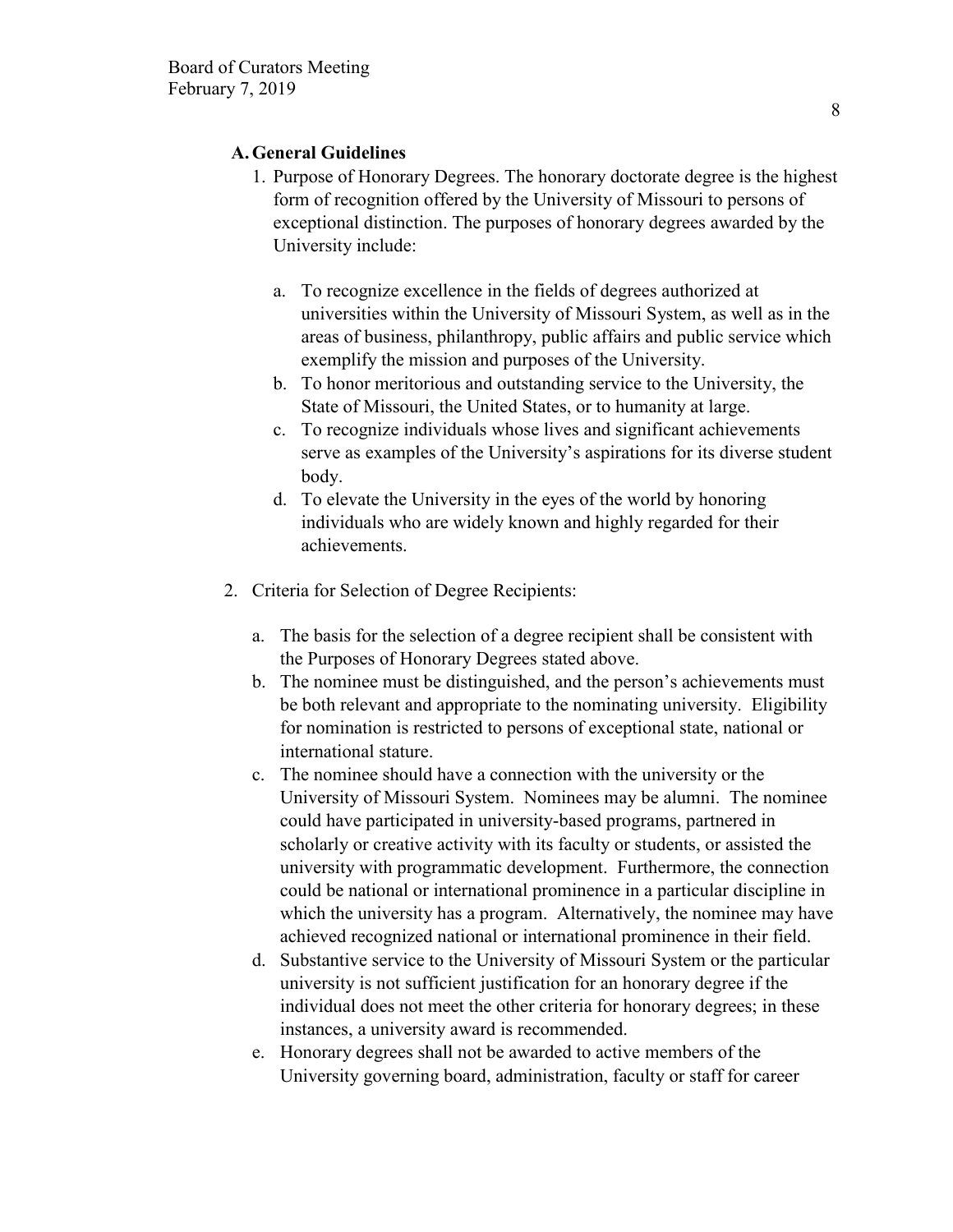### A. General Guidelines

1. Purpose of Honorary Degrees. The honorary doctorate degree is the highest form of recognition offered by the University of Missouri to persons of exceptional distinction. The purposes of honorary degrees awarded by the University include:

   a. To recognize excellence in the fields of degrees authorized at universities within the University of Missouri System, as well as in the areas of business, philanthropy, public affairs and public service which exemplify the mission and purposes of the University.
   
   b. To honor meritorious and outstanding service to the University, the State of Missouri, the United States, or to humanity at large.
   
   c. To recognize individuals whose lives and significant achievements serve as examples of the University's aspirations for its diverse student body.
   
   d. To elevate the University in the eyes of the world by honoring individuals who are widely known and highly regarded for their achievements.

2. Criteria for Selection of Degree Recipients:

   a. The basis for the selection of a degree recipient shall be consistent with the Purposes of Honorary Degrees stated above.
   
   b. The nominee must be distinguished, and the person's achievements must be both relevant and appropriate to the nominating university. Eligibility for nomination is restricted to persons of exceptional state, national or international stature.
   
   c. The nominee should have a connection with the university or the University of Missouri System. Nominees may be alumni. The nominee could have participated in university-based programs, partnered in scholarly or creative activity with its faculty or students, or assisted the university with programmatic development. Furthermore, the connection could be national or international prominence in a particular discipline in which the university has a program. Alternatively, the nominee may have achieved recognized national or international prominence in their field.
   
   d. Substantive service to the University of Missouri System or the particular university is not sufficient justification for an honorary degree if the individual does not meet the other criteria for honorary degrees; in these instances, a university award is recommended.
   
   e. Honorary degrees shall not be awarded to active members of the University governing board, administration, faculty or staff for career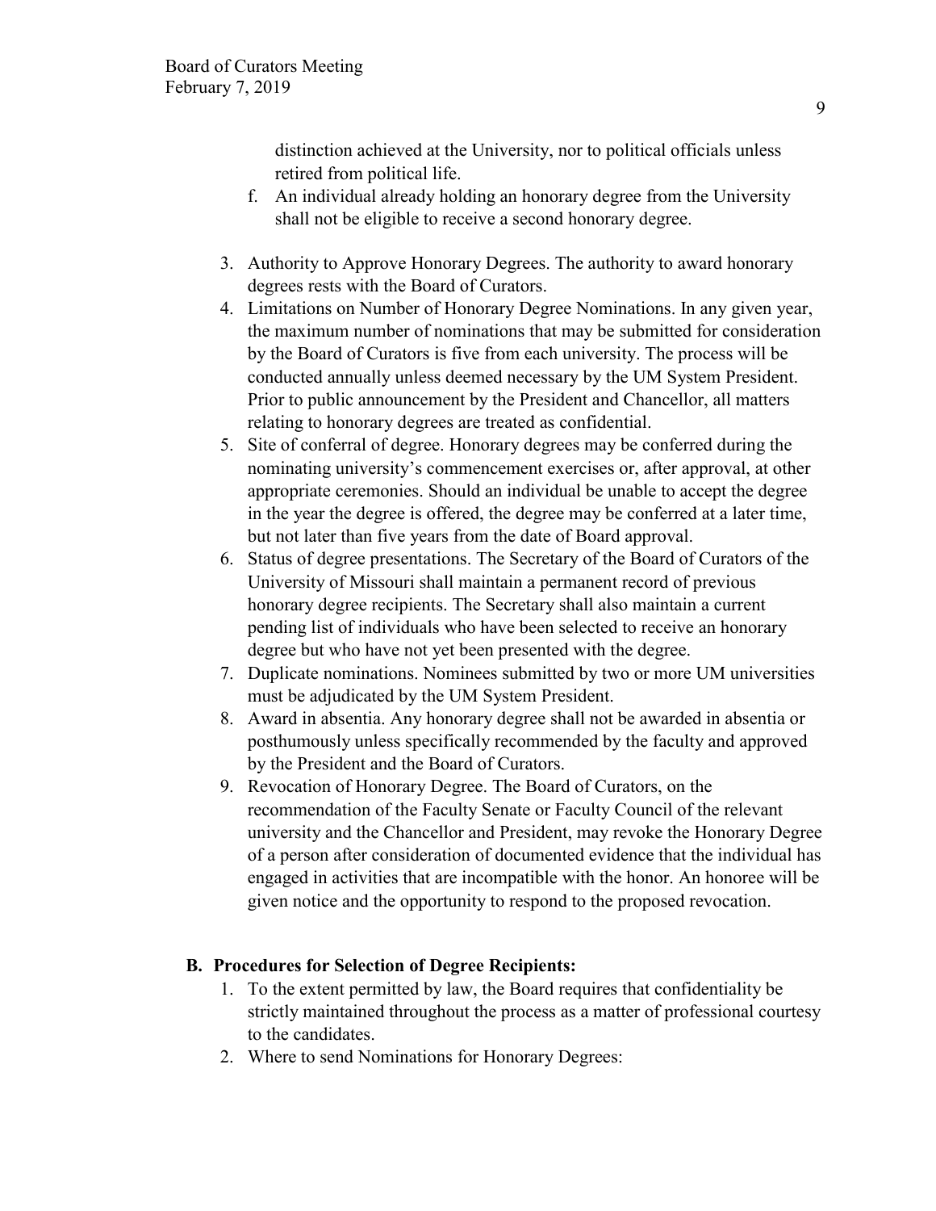distinction achieved at the University, nor to political officials unless retired from political life.

f. An individual already holding an honorary degree from the University shall not be eligible to receive a second honorary degree.

3. Authority to Approve Honorary Degrees. The authority to award honorary degrees rests with the Board of Curators.
4. Limitations on Number of Honorary Degree Nominations. In any given year, the maximum number of nominations that may be submitted for consideration by the Board of Curators is five from each university. The process will be conducted annually unless deemed necessary by the UM System President. Prior to public announcement by the President and Chancellor, all matters relating to honorary degrees are treated as confidential.
5. Site of conferral of degree. Honorary degrees may be conferred during the nominating university's commencement exercises or, after approval, at other appropriate ceremonies. Should an individual be unable to accept the degree in the year the degree is offered, the degree may be conferred at a later time, but not later than five years from the date of Board approval.
6. Status of degree presentations. The Secretary of the Board of Curators of the University of Missouri shall maintain a permanent record of previous honorary degree recipients. The Secretary shall also maintain a current pending list of individuals who have been selected to receive an honorary degree but who have not yet been presented with the degree.
7. Duplicate nominations. Nominees submitted by two or more UM universities must be adjudicated by the UM System President.
8. Award in absentia. Any honorary degree shall not be awarded in absentia or posthumously unless specifically recommended by the faculty and approved by the President and the Board of Curators.
9. Revocation of Honorary Degree. The Board of Curators, on the recommendation of the Faculty Senate or Faculty Council of the relevant university and the Chancellor and President, may revoke the Honorary Degree of a person after consideration of documented evidence that the individual has engaged in activities that are incompatible with the honor. An honoree will be given notice and the opportunity to respond to the proposed revocation.

**B. Procedures for Selection of Degree Recipients:**

1. To the extent permitted by law, the Board requires that confidentiality be strictly maintained throughout the process as a matter of professional courtesy to the candidates.
2. Where to send Nominations for Honorary Degrees: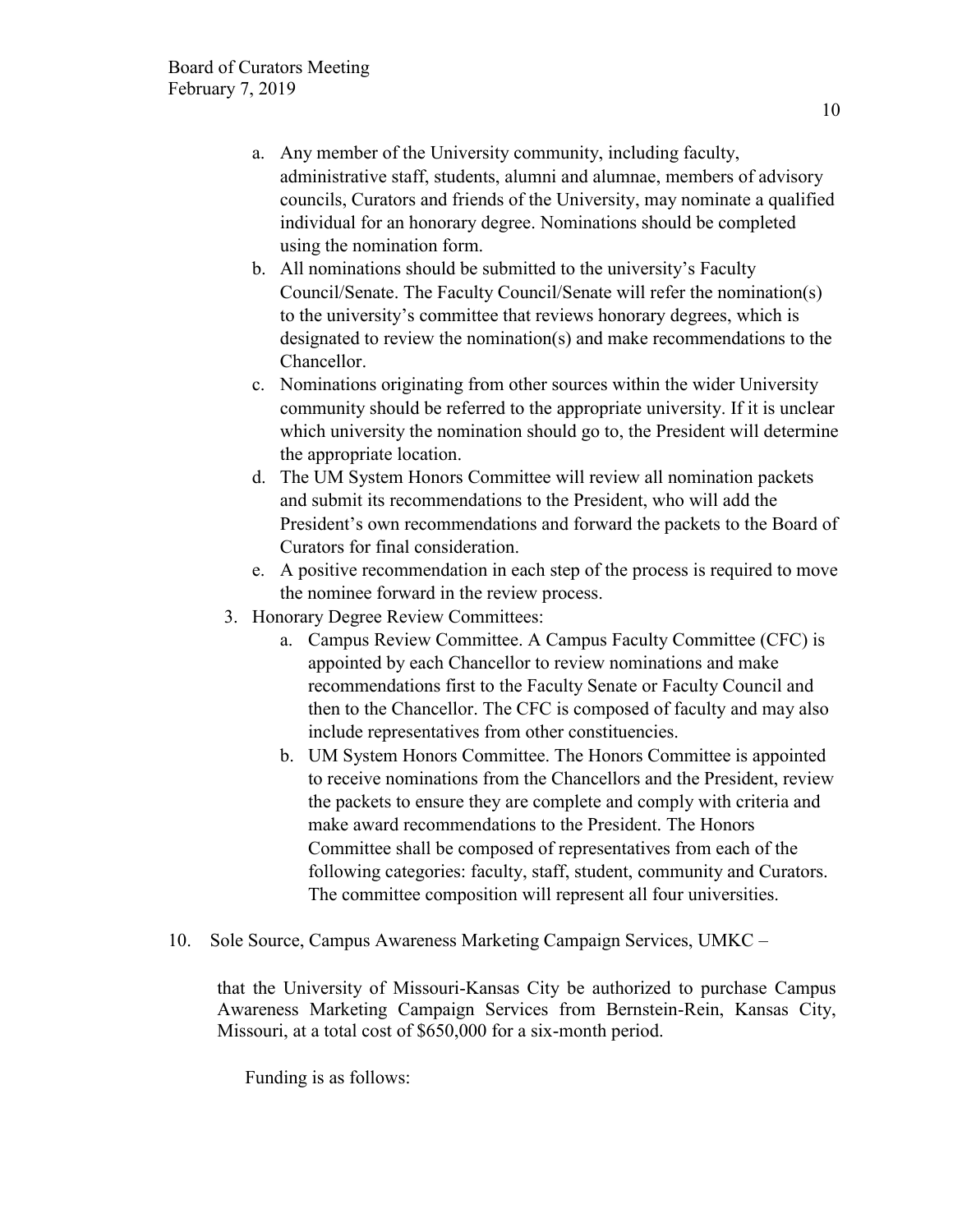a. Any member of the University community, including faculty, administrative staff, students, alumni and alumnae, members of advisory councils, Curators and friends of the University, may nominate a qualified individual for an honorary degree. Nominations should be completed using the nomination form.
b. All nominations should be submitted to the university's Faculty Council/Senate. The Faculty Council/Senate will refer the nomination(s) to the university's committee that reviews honorary degrees, which is designated to review the nomination(s) and make recommendations to the Chancellor.
c. Nominations originating from other sources within the wider University community should be referred to the appropriate university. If it is unclear which university the nomination should go to, the President will determine the appropriate location.
d. The UM System Honors Committee will review all nomination packets and submit its recommendations to the President, who will add the President's own recommendations and forward the packets to the Board of Curators for final consideration.
e. A positive recommendation in each step of the process is required to move the nominee forward in the review process.

3. Honorary Degree Review Committees:
   a. Campus Review Committee. A Campus Faculty Committee (CFC) is appointed by each Chancellor to review nominations and make recommendations first to the Faculty Senate or Faculty Council and then to the Chancellor. The CFC is composed of faculty and may also include representatives from other constituencies.
   b. UM System Honors Committee. The Honors Committee is appointed to receive nominations from the Chancellors and the President, review the packets to ensure they are complete and comply with criteria and make award recommendations to the President. The Honors Committee shall be composed of representatives from each of the following categories: faculty, staff, student, community and Curators. The committee composition will represent all four universities.

10. Sole Source, Campus Awareness Marketing Campaign Services, UMKC –

that the University of Missouri-Kansas City be authorized to purchase Campus Awareness Marketing Campaign Services from Bernstein-Rein, Kansas City, Missouri, at a total cost of $650,000 for a six-month period.

Funding is as follows: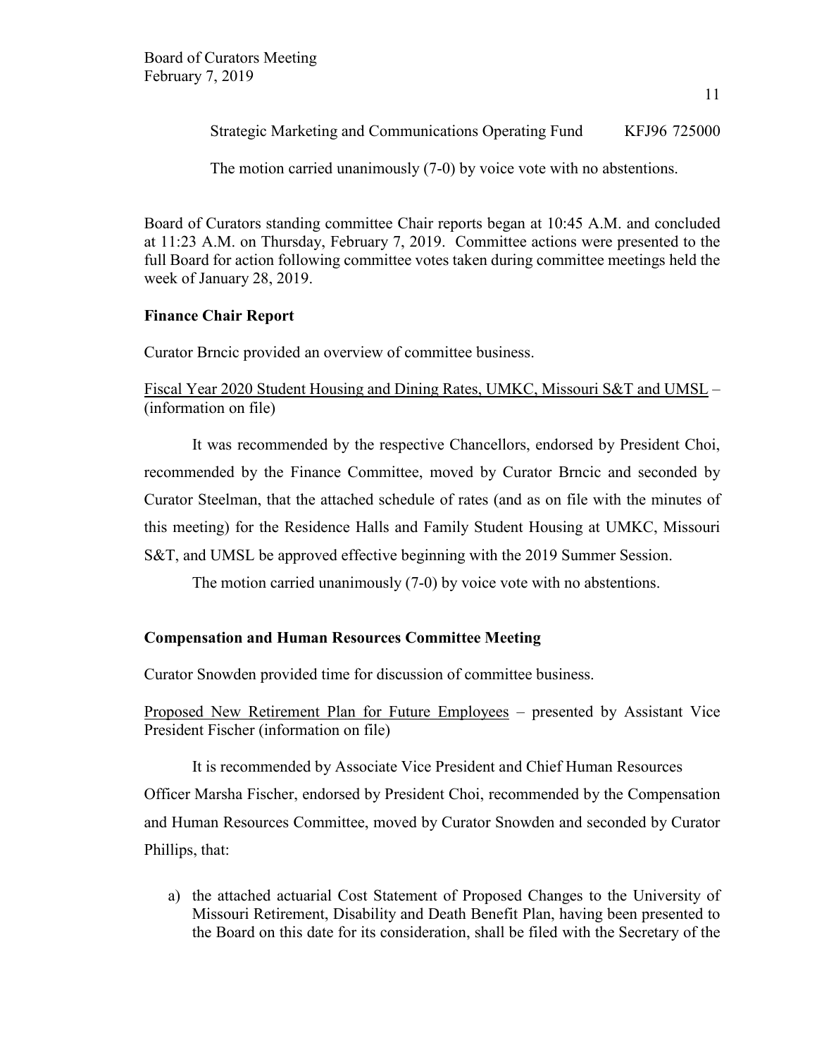Strategic Marketing and Communications Operating Fund KFJ96 725000

The motion carried unanimously (7-0) by voice vote with no abstentions.

Board of Curators standing committee Chair reports began at 10:45 A.M. and concluded at 11:23 A.M. on Thursday, February 7, 2019. Committee actions were presented to the full Board for action following committee votes taken during committee meetings held the week of January 28, 2019.

**Finance Chair Report**

Curator Brncic provided an overview of committee business.

Fiscal Year 2020 Student Housing and Dining Rates, UMKC, Missouri S&T and UMSL – (information on file)

It was recommended by the respective Chancellors, endorsed by President Choi, recommended by the Finance Committee, moved by Curator Brncic and seconded by Curator Steelman, that the attached schedule of rates (and as on file with the minutes of this meeting) for the Residence Halls and Family Student Housing at UMKC, Missouri S&T, and UMSL be approved effective beginning with the 2019 Summer Session.

The motion carried unanimously (7-0) by voice vote with no abstentions.

**Compensation and Human Resources Committee Meeting**

Curator Snowden provided time for discussion of committee business.

Proposed New Retirement Plan for Future Employees – presented by Assistant Vice President Fischer (information on file)

It is recommended by Associate Vice President and Chief Human Resources Officer Marsha Fischer, endorsed by President Choi, recommended by the Compensation and Human Resources Committee, moved by Curator Snowden and seconded by Curator Phillips, that:

a) the attached actuarial Cost Statement of Proposed Changes to the University of Missouri Retirement, Disability and Death Benefit Plan, having been presented to the Board on this date for its consideration, shall be filed with the Secretary of the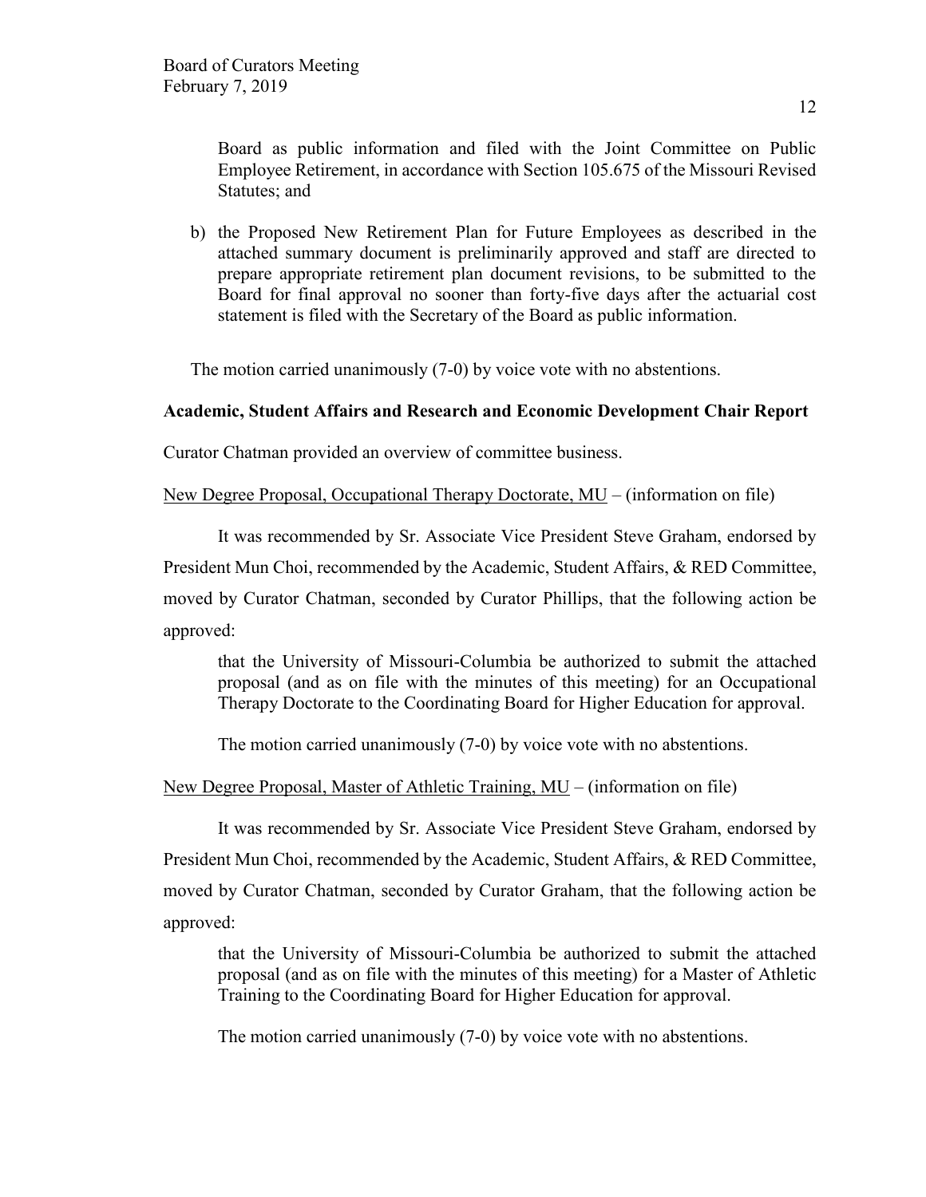Board as public information and filed with the Joint Committee on Public Employee Retirement, in accordance with Section 105.675 of the Missouri Revised Statutes; and

b) the Proposed New Retirement Plan for Future Employees as described in the attached summary document is preliminarily approved and staff are directed to prepare appropriate retirement plan document revisions, to be submitted to the Board for final approval no sooner than forty-five days after the actuarial cost statement is filed with the Secretary of the Board as public information.

The motion carried unanimously (7-0) by voice vote with no abstentions.

**Academic, Student Affairs and Research and Economic Development Chair Report**

Curator Chatman provided an overview of committee business.

New Degree Proposal, Occupational Therapy Doctorate, MU – (information on file)

It was recommended by Sr. Associate Vice President Steve Graham, endorsed by President Mun Choi, recommended by the Academic, Student Affairs, & RED Committee, moved by Curator Chatman, seconded by Curator Phillips, that the following action be approved:

> that the University of Missouri-Columbia be authorized to submit the attached proposal (and as on file with the minutes of this meeting) for an Occupational Therapy Doctorate to the Coordinating Board for Higher Education for approval.

The motion carried unanimously (7-0) by voice vote with no abstentions.

New Degree Proposal, Master of Athletic Training, MU – (information on file)

It was recommended by Sr. Associate Vice President Steve Graham, endorsed by President Mun Choi, recommended by the Academic, Student Affairs, & RED Committee, moved by Curator Chatman, seconded by Curator Graham, that the following action be approved:

> that the University of Missouri-Columbia be authorized to submit the attached proposal (and as on file with the minutes of this meeting) for a Master of Athletic Training to the Coordinating Board for Higher Education for approval.

The motion carried unanimously (7-0) by voice vote with no abstentions.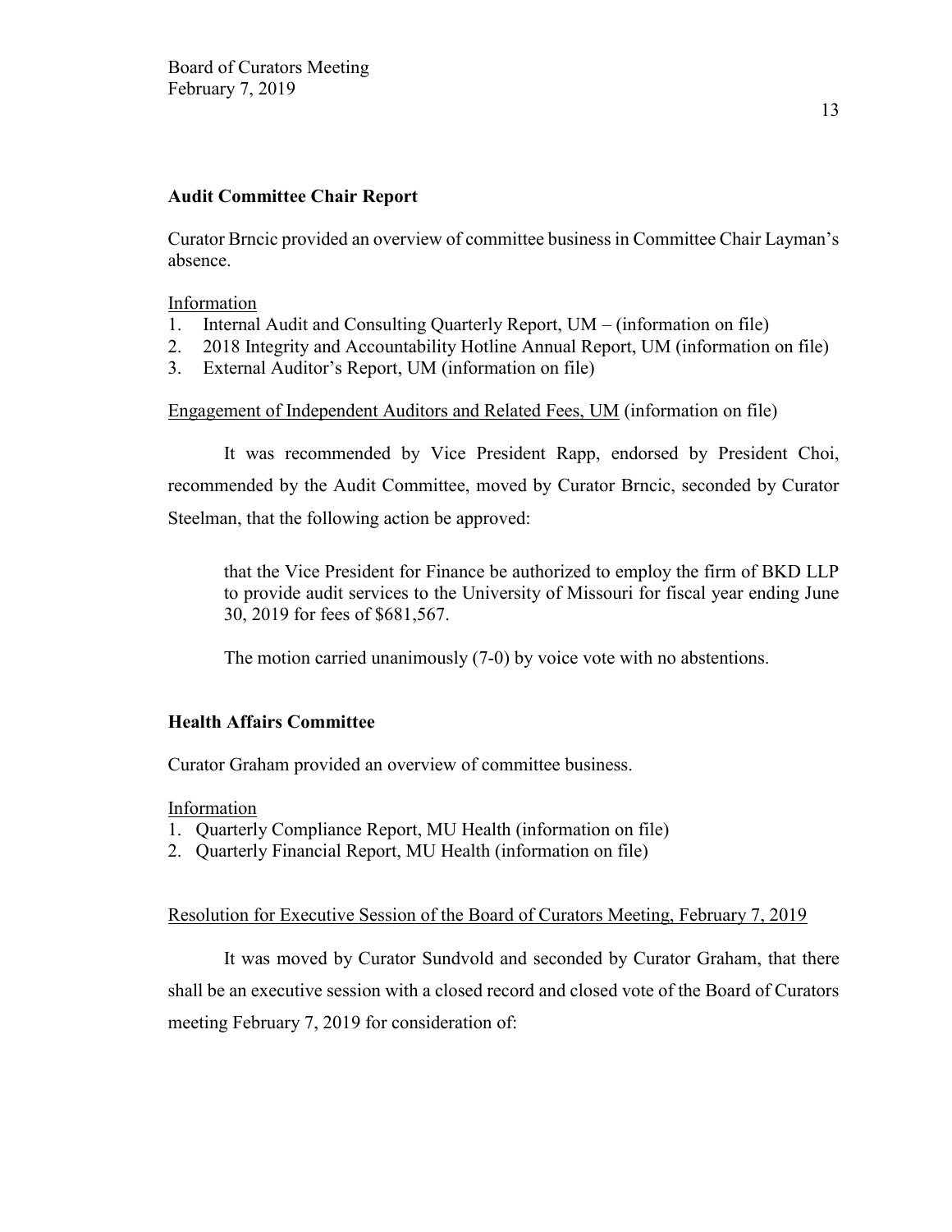**Audit Committee Chair Report**

Curator Brncic provided an overview of committee business in Committee Chair Layman's absence.

Information

1. Internal Audit and Consulting Quarterly Report, UM – (information on file)
2. 2018 Integrity and Accountability Hotline Annual Report, UM (information on file)
3. External Auditor's Report, UM (information on file)

Engagement of Independent Auditors and Related Fees, UM (information on file)

It was recommended by Vice President Rapp, endorsed by President Choi, recommended by the Audit Committee, moved by Curator Brncic, seconded by Curator Steelman, that the following action be approved:

> that the Vice President for Finance be authorized to employ the firm of BKD LLP to provide audit services to the University of Missouri for fiscal year ending June 30, 2019 for fees of $681,567.
>
> The motion carried unanimously (7-0) by voice vote with no abstentions.

**Health Affairs Committee**

Curator Graham provided an overview of committee business.

Information

1. Quarterly Compliance Report, MU Health (information on file)
2. Quarterly Financial Report, MU Health (information on file)

Resolution for Executive Session of the Board of Curators Meeting, February 7, 2019

It was moved by Curator Sundvold and seconded by Curator Graham, that there shall be an executive session with a closed record and closed vote of the Board of Curators meeting February 7, 2019 for consideration of: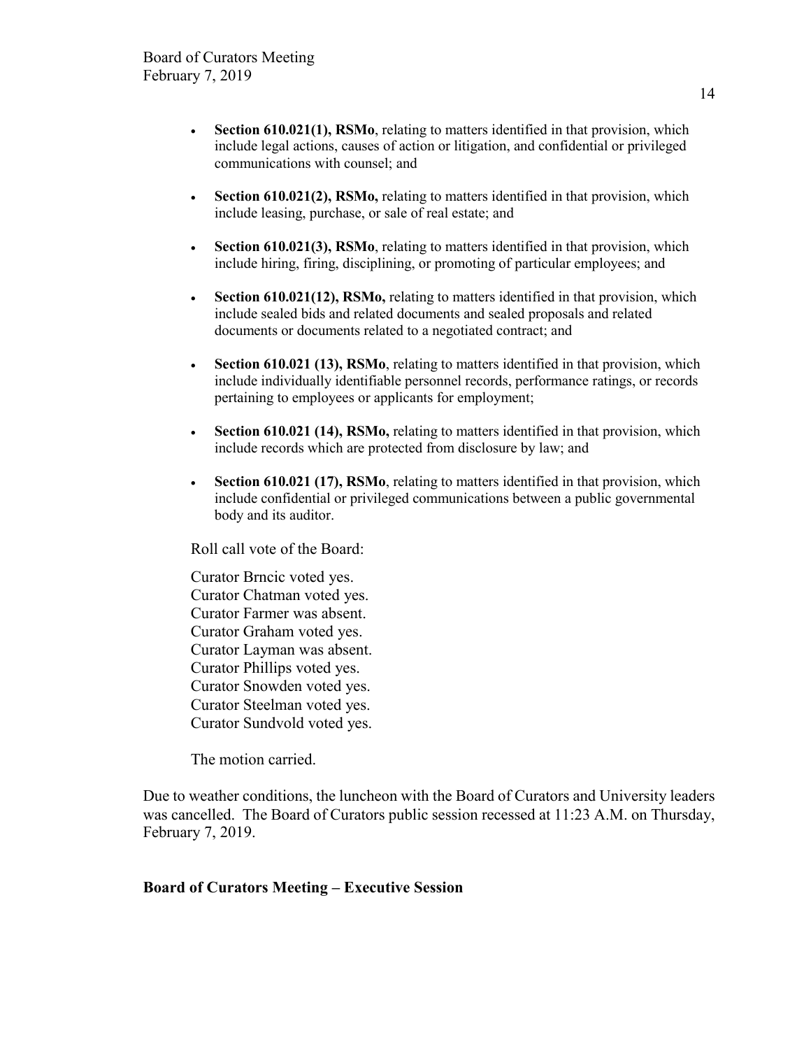- **Section 610.021(1), RSMo**, relating to matters identified in that provision, which include legal actions, causes of action or litigation, and confidential or privileged communications with counsel; and

- **Section 610.021(2), RSMo,** relating to matters identified in that provision, which include leasing, purchase, or sale of real estate; and

- **Section 610.021(3), RSMo**, relating to matters identified in that provision, which include hiring, firing, disciplining, or promoting of particular employees; and

- **Section 610.021(12), RSMo,** relating to matters identified in that provision, which include sealed bids and related documents and sealed proposals and related documents or documents related to a negotiated contract; and

- **Section 610.021 (13), RSMo**, relating to matters identified in that provision, which include individually identifiable personnel records, performance ratings, or records pertaining to employees or applicants for employment;

- **Section 610.021 (14), RSMo,** relating to matters identified in that provision, which include records which are protected from disclosure by law; and

- **Section 610.021 (17), RSMo**, relating to matters identified in that provision, which include confidential or privileged communications between a public governmental body and its auditor.

Roll call vote of the Board:

Curator Brncic voted yes.
Curator Chatman voted yes.
Curator Farmer was absent.
Curator Graham voted yes.
Curator Layman was absent.
Curator Phillips voted yes.
Curator Snowden voted yes.
Curator Steelman voted yes.
Curator Sundvold voted yes.

The motion carried.

Due to weather conditions, the luncheon with the Board of Curators and University leaders was cancelled. The Board of Curators public session recessed at 11:23 A.M. on Thursday, February 7, 2019.

**Board of Curators Meeting – Executive Session**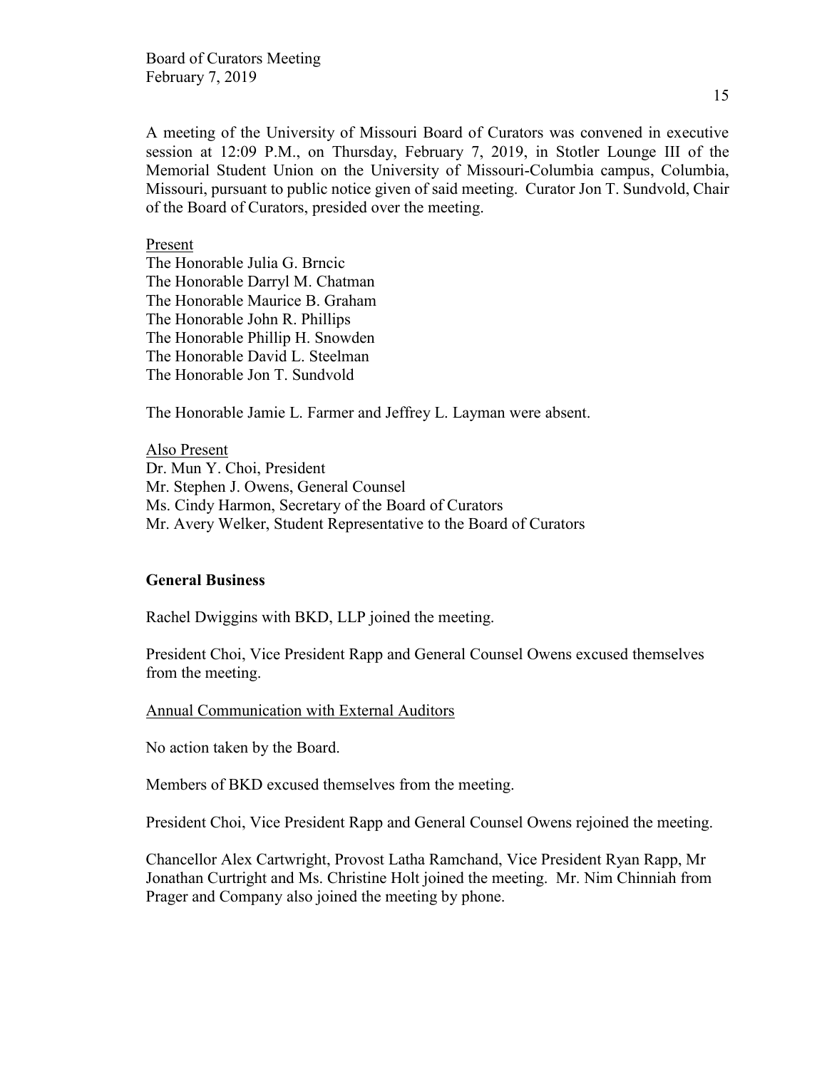A meeting of the University of Missouri Board of Curators was convened in executive session at 12:09 P.M., on Thursday, February 7, 2019, in Stotler Lounge III of the Memorial Student Union on the University of Missouri-Columbia campus, Columbia, Missouri, pursuant to public notice given of said meeting. Curator Jon T. Sundvold, Chair of the Board of Curators, presided over the meeting.

Present
The Honorable Julia G. Brncic
The Honorable Darryl M. Chatman
The Honorable Maurice B. Graham
The Honorable John R. Phillips
The Honorable Phillip H. Snowden
The Honorable David L. Steelman
The Honorable Jon T. Sundvold

The Honorable Jamie L. Farmer and Jeffrey L. Layman were absent.

Also Present
Dr. Mun Y. Choi, President
Mr. Stephen J. Owens, General Counsel
Ms. Cindy Harmon, Secretary of the Board of Curators
Mr. Avery Welker, Student Representative to the Board of Curators

**General Business**

Rachel Dwiggins with BKD, LLP joined the meeting.

President Choi, Vice President Rapp and General Counsel Owens excused themselves from the meeting.

Annual Communication with External Auditors

No action taken by the Board.

Members of BKD excused themselves from the meeting.

President Choi, Vice President Rapp and General Counsel Owens rejoined the meeting.

Chancellor Alex Cartwright, Provost Latha Ramchand, Vice President Ryan Rapp, Mr Jonathan Curtright and Ms. Christine Holt joined the meeting. Mr. Nim Chinniah from Prager and Company also joined the meeting by phone.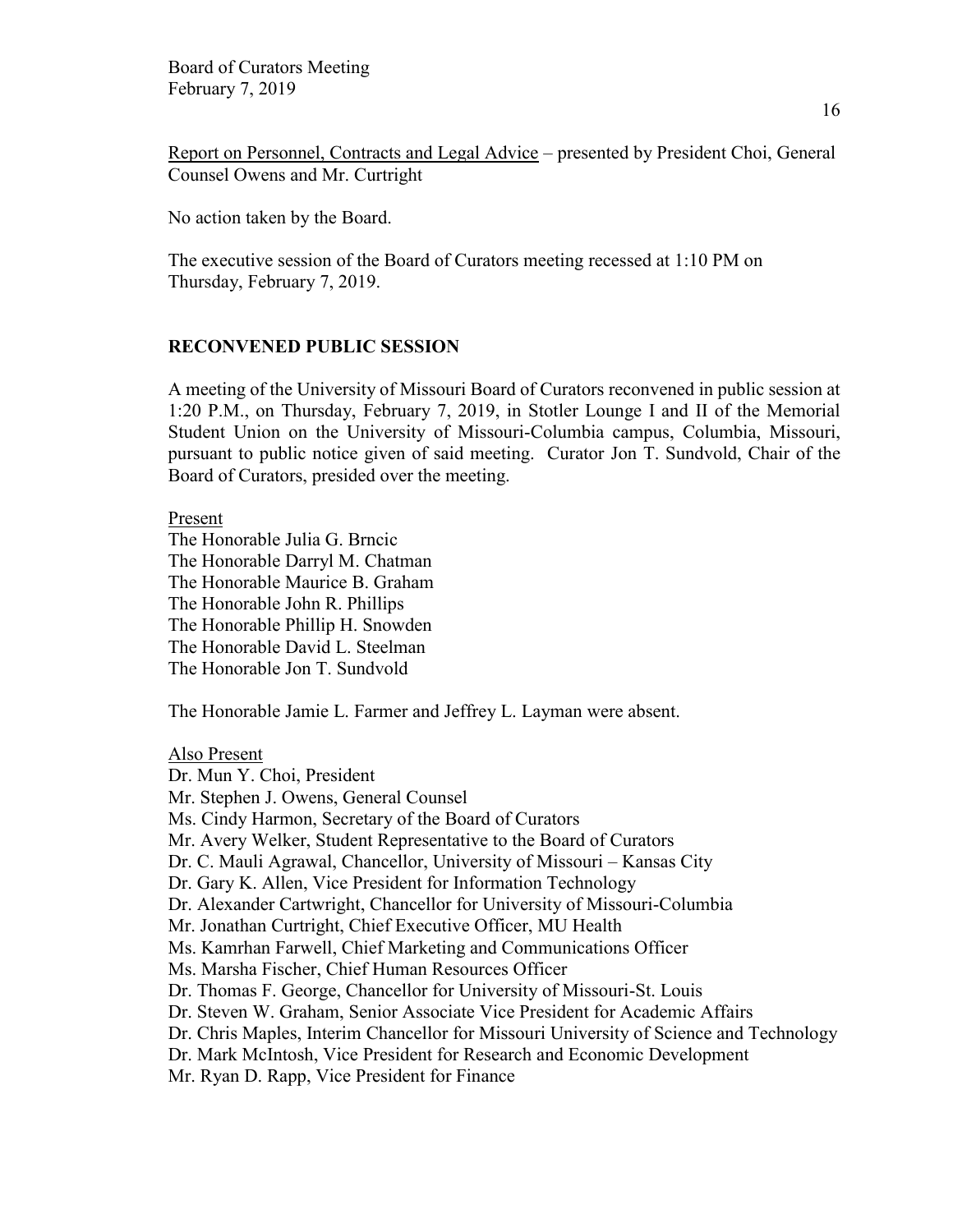Report on Personnel, Contracts and Legal Advice – presented by President Choi, General Counsel Owens and Mr. Curtright

No action taken by the Board.

The executive session of the Board of Curators meeting recessed at 1:10 PM on Thursday, February 7, 2019.

## RECONVENED PUBLIC SESSION

A meeting of the University of Missouri Board of Curators reconvened in public session at 1:20 P.M., on Thursday, February 7, 2019, in Stotler Lounge I and II of the Memorial Student Union on the University of Missouri-Columbia campus, Columbia, Missouri, pursuant to public notice given of said meeting. Curator Jon T. Sundvold, Chair of the Board of Curators, presided over the meeting.

Present

The Honorable Julia G. Brncic
The Honorable Darryl M. Chatman
The Honorable Maurice B. Graham
The Honorable John R. Phillips
The Honorable Phillip H. Snowden
The Honorable David L. Steelman
The Honorable Jon T. Sundvold

The Honorable Jamie L. Farmer and Jeffrey L. Layman were absent.

Also Present

Dr. Mun Y. Choi, President
Mr. Stephen J. Owens, General Counsel
Ms. Cindy Harmon, Secretary of the Board of Curators
Mr. Avery Welker, Student Representative to the Board of Curators
Dr. C. Mauli Agrawal, Chancellor, University of Missouri – Kansas City
Dr. Gary K. Allen, Vice President for Information Technology
Dr. Alexander Cartwright, Chancellor for University of Missouri-Columbia
Mr. Jonathan Curtright, Chief Executive Officer, MU Health
Ms. Kamrhan Farwell, Chief Marketing and Communications Officer
Ms. Marsha Fischer, Chief Human Resources Officer
Dr. Thomas F. George, Chancellor for University of Missouri-St. Louis
Dr. Steven W. Graham, Senior Associate Vice President for Academic Affairs
Dr. Chris Maples, Interim Chancellor for Missouri University of Science and Technology
Dr. Mark McIntosh, Vice President for Research and Economic Development
Mr. Ryan D. Rapp, Vice President for Finance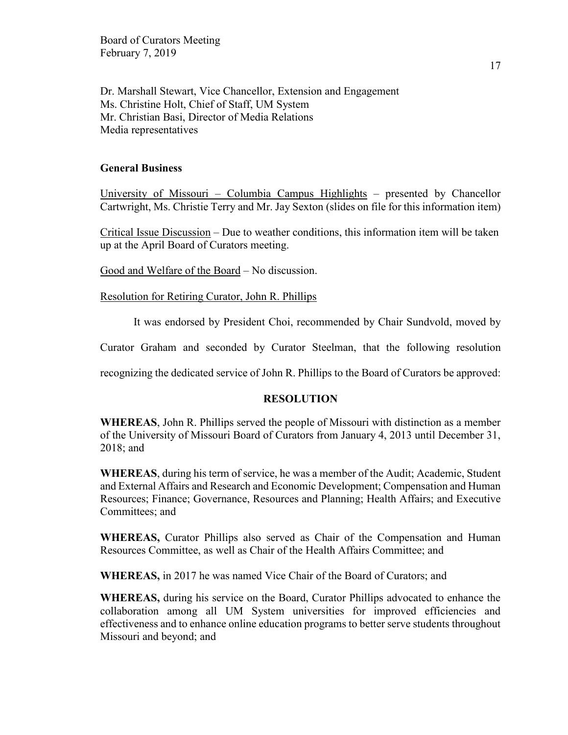Dr. Marshall Stewart, Vice Chancellor, Extension and Engagement
Ms. Christine Holt, Chief of Staff, UM System
Mr. Christian Basi, Director of Media Relations
Media representatives

**General Business**

University of Missouri – Columbia Campus Highlights – presented by Chancellor Cartwright, Ms. Christie Terry and Mr. Jay Sexton (slides on file for this information item)

Critical Issue Discussion – Due to weather conditions, this information item will be taken up at the April Board of Curators meeting.

Good and Welfare of the Board – No discussion.

Resolution for Retiring Curator, John R. Phillips

It was endorsed by President Choi, recommended by Chair Sundvold, moved by Curator Graham and seconded by Curator Steelman, that the following resolution recognizing the dedicated service of John R. Phillips to the Board of Curators be approved:

**RESOLUTION**

**WHEREAS**, John R. Phillips served the people of Missouri with distinction as a member of the University of Missouri Board of Curators from January 4, 2013 until December 31, 2018; and

**WHEREAS**, during his term of service, he was a member of the Audit; Academic, Student and External Affairs and Research and Economic Development; Compensation and Human Resources; Finance; Governance, Resources and Planning; Health Affairs; and Executive Committees; and

**WHEREAS,** Curator Phillips also served as Chair of the Compensation and Human Resources Committee, as well as Chair of the Health Affairs Committee; and

**WHEREAS,** in 2017 he was named Vice Chair of the Board of Curators; and

**WHEREAS,** during his service on the Board, Curator Phillips advocated to enhance the collaboration among all UM System universities for improved efficiencies and effectiveness and to enhance online education programs to better serve students throughout Missouri and beyond; and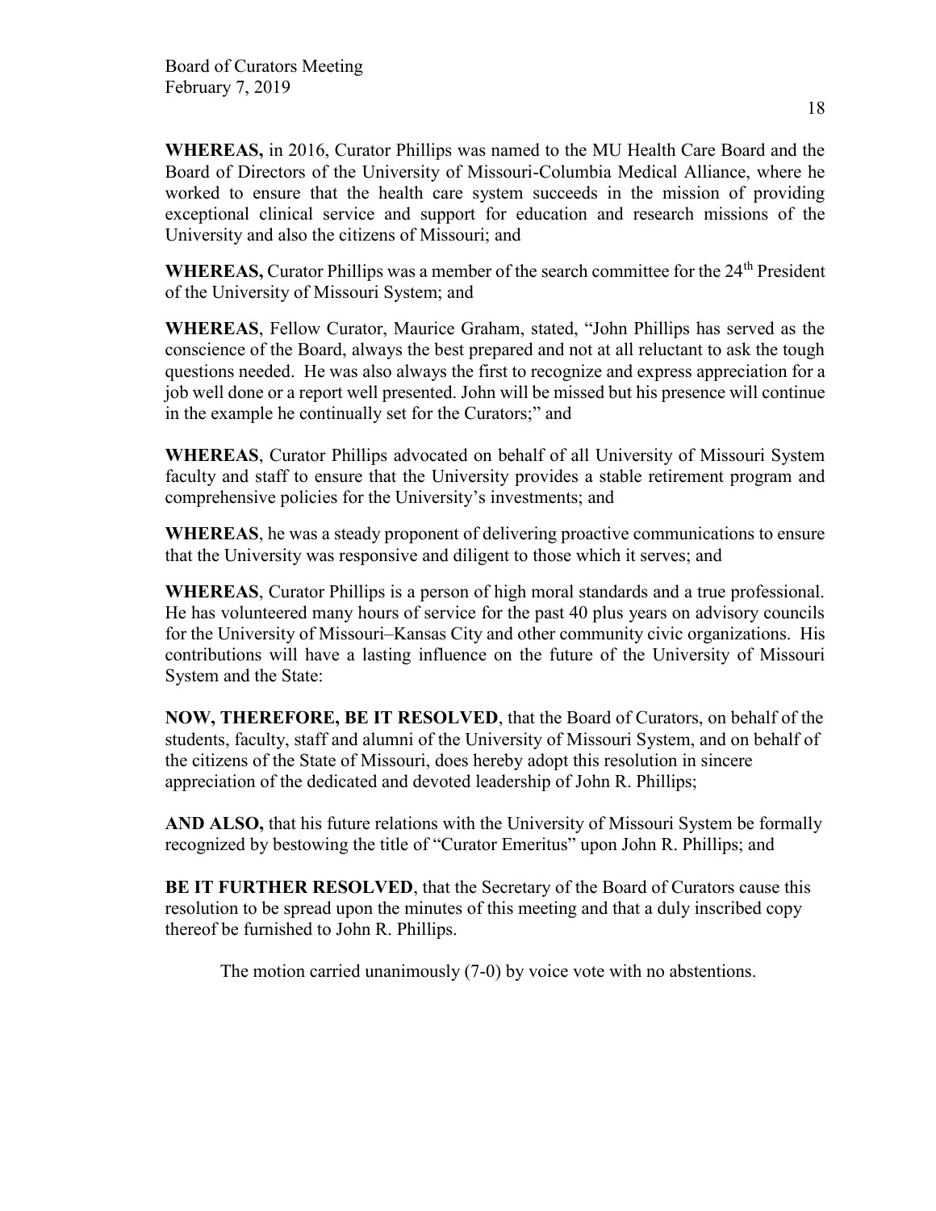**WHEREAS,** in 2016, Curator Phillips was named to the MU Health Care Board and the Board of Directors of the University of Missouri-Columbia Medical Alliance, where he worked to ensure that the health care system succeeds in the mission of providing exceptional clinical service and support for education and research missions of the University and also the citizens of Missouri; and

**WHEREAS,** Curator Phillips was a member of the search committee for the 24th President of the University of Missouri System; and

**WHEREAS**, Fellow Curator, Maurice Graham, stated, "John Phillips has served as the conscience of the Board, always the best prepared and not at all reluctant to ask the tough questions needed. He was also always the first to recognize and express appreciation for a job well done or a report well presented. John will be missed but his presence will continue in the example he continually set for the Curators;" and

**WHEREAS**, Curator Phillips advocated on behalf of all University of Missouri System faculty and staff to ensure that the University provides a stable retirement program and comprehensive policies for the University's investments; and

**WHEREAS**, he was a steady proponent of delivering proactive communications to ensure that the University was responsive and diligent to those which it serves; and

**WHEREAS**, Curator Phillips is a person of high moral standards and a true professional. He has volunteered many hours of service for the past 40 plus years on advisory councils for the University of Missouri–Kansas City and other community civic organizations. His contributions will have a lasting influence on the future of the University of Missouri System and the State:

**NOW, THEREFORE, BE IT RESOLVED**, that the Board of Curators, on behalf of the students, faculty, staff and alumni of the University of Missouri System, and on behalf of the citizens of the State of Missouri, does hereby adopt this resolution in sincere appreciation of the dedicated and devoted leadership of John R. Phillips;

**AND ALSO,** that his future relations with the University of Missouri System be formally recognized by bestowing the title of "Curator Emeritus" upon John R. Phillips; and

**BE IT FURTHER RESOLVED**, that the Secretary of the Board of Curators cause this resolution to be spread upon the minutes of this meeting and that a duly inscribed copy thereof be furnished to John R. Phillips.

The motion carried unanimously (7-0) by voice vote with no abstentions.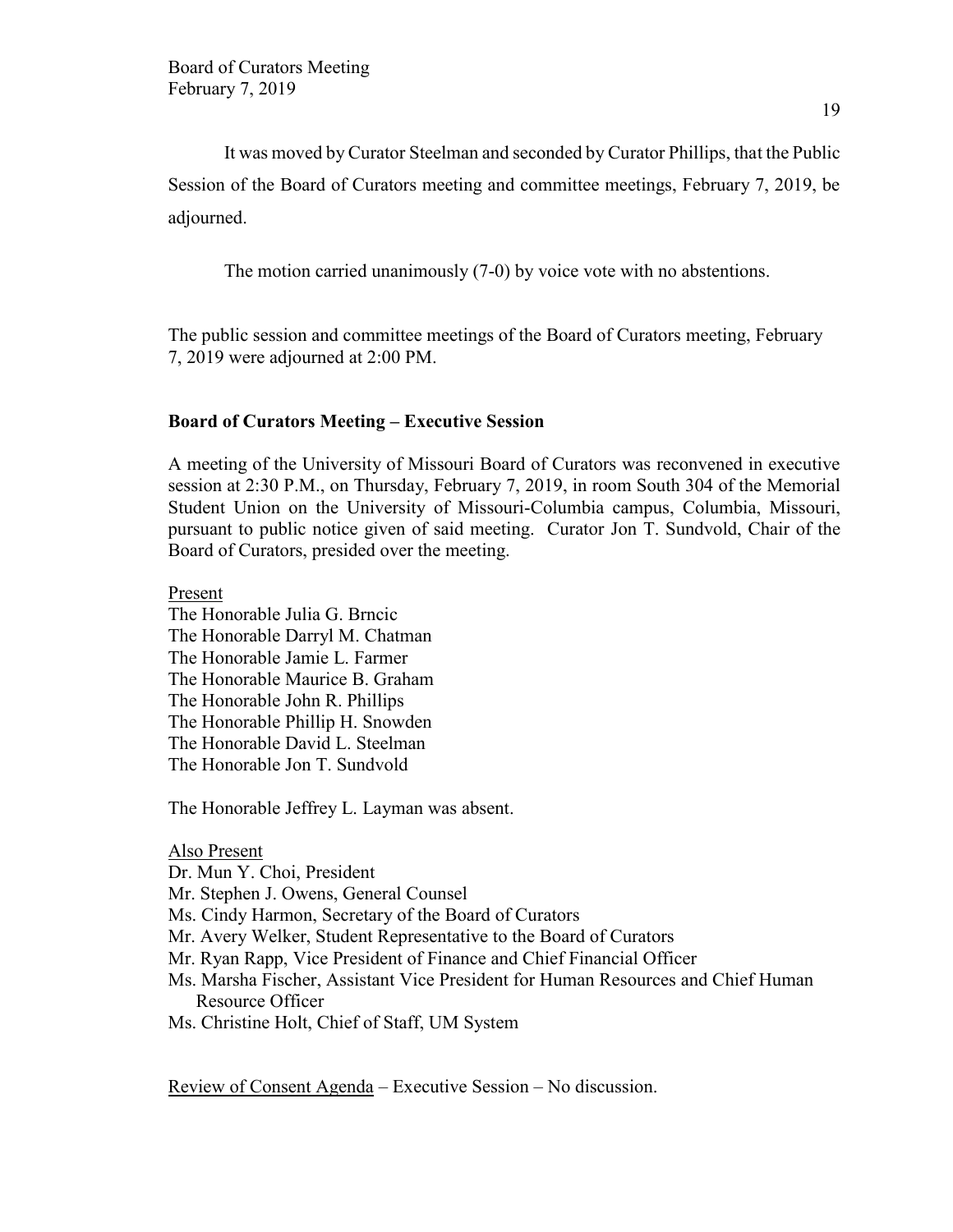It was moved by Curator Steelman and seconded by Curator Phillips, that the Public Session of the Board of Curators meeting and committee meetings, February 7, 2019, be adjourned.

The motion carried unanimously (7-0) by voice vote with no abstentions.

The public session and committee meetings of the Board of Curators meeting, February 7, 2019 were adjourned at 2:00 PM.

**Board of Curators Meeting – Executive Session**

A meeting of the University of Missouri Board of Curators was reconvened in executive session at 2:30 P.M., on Thursday, February 7, 2019, in room South 304 of the Memorial Student Union on the University of Missouri-Columbia campus, Columbia, Missouri, pursuant to public notice given of said meeting. Curator Jon T. Sundvold, Chair of the Board of Curators, presided over the meeting.

Present
The Honorable Julia G. Brncic
The Honorable Darryl M. Chatman
The Honorable Jamie L. Farmer
The Honorable Maurice B. Graham
The Honorable John R. Phillips
The Honorable Phillip H. Snowden
The Honorable David L. Steelman
The Honorable Jon T. Sundvold

The Honorable Jeffrey L. Layman was absent.

Also Present
Dr. Mun Y. Choi, President
Mr. Stephen J. Owens, General Counsel
Ms. Cindy Harmon, Secretary of the Board of Curators
Mr. Avery Welker, Student Representative to the Board of Curators
Mr. Ryan Rapp, Vice President of Finance and Chief Financial Officer
Ms. Marsha Fischer, Assistant Vice President for Human Resources and Chief Human Resource Officer
Ms. Christine Holt, Chief of Staff, UM System

Review of Consent Agenda – Executive Session – No discussion.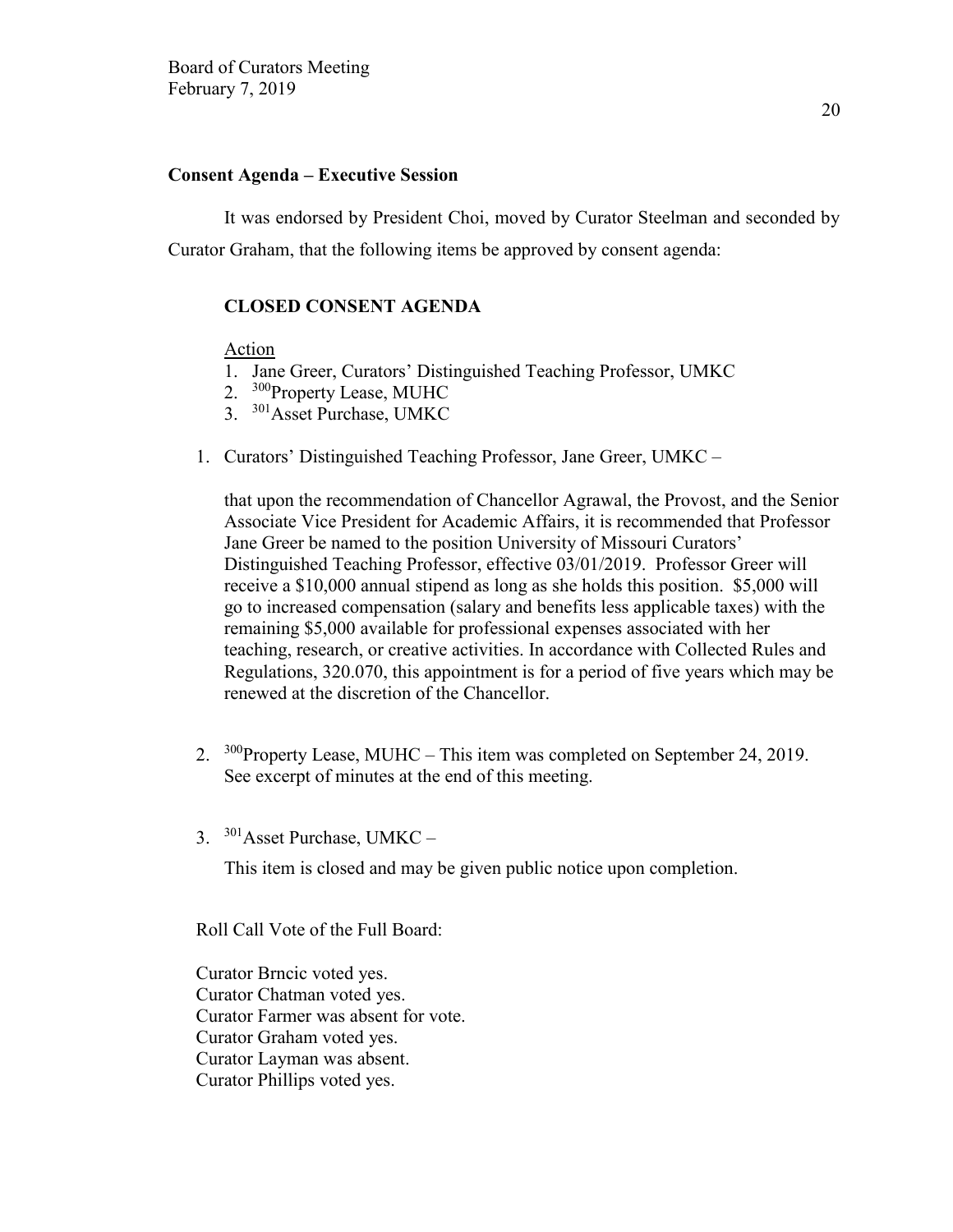## Consent Agenda – Executive Session

It was endorsed by President Choi, moved by Curator Steelman and seconded by Curator Graham, that the following items be approved by consent agenda:

### CLOSED CONSENT AGENDA

Action

1. Jane Greer, Curators' Distinguished Teaching Professor, UMKC
2. [300]Property Lease, MUHC
3. [301]Asset Purchase, UMKC

1. Curators' Distinguished Teaching Professor, Jane Greer, UMKC –

   that upon the recommendation of Chancellor Agrawal, the Provost, and the Senior Associate Vice President for Academic Affairs, it is recommended that Professor Jane Greer be named to the position University of Missouri Curators' Distinguished Teaching Professor, effective 03/01/2019. Professor Greer will receive a $10,000 annual stipend as long as she holds this position. $5,000 will go to increased compensation (salary and benefits less applicable taxes) with the remaining $5,000 available for professional expenses associated with her teaching, research, or creative activities. In accordance with Collected Rules and Regulations, 320.070, this appointment is for a period of five years which may be renewed at the discretion of the Chancellor.

2. [300]Property Lease, MUHC – This item was completed on September 24, 2019. See excerpt of minutes at the end of this meeting.

3. [301]Asset Purchase, UMKC –

   This item is closed and may be given public notice upon completion.

Roll Call Vote of the Full Board:

Curator Brncic voted yes.
Curator Chatman voted yes.
Curator Farmer was absent for vote.
Curator Graham voted yes.
Curator Layman was absent.
Curator Phillips voted yes.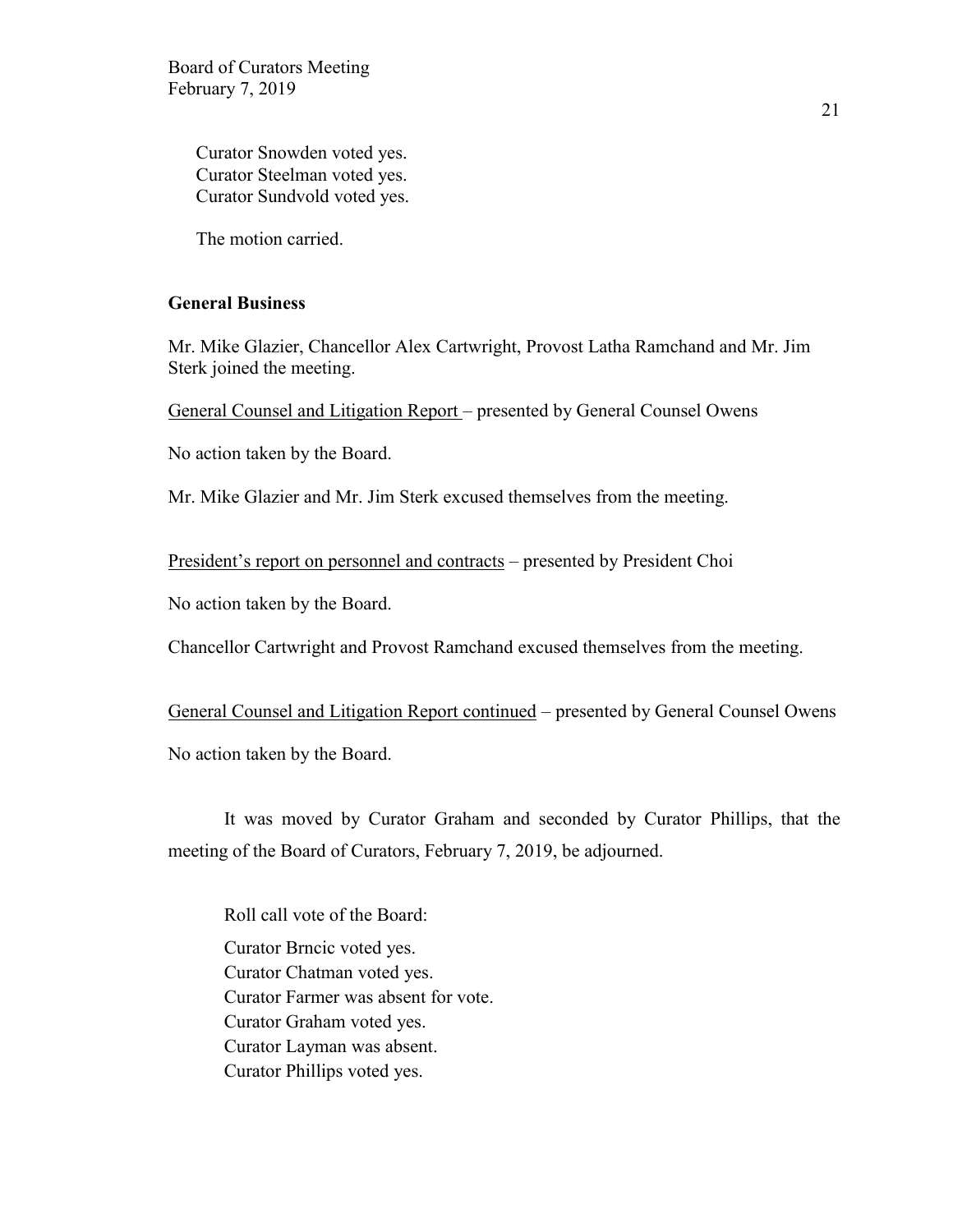Curator Snowden voted yes.
Curator Steelman voted yes.
Curator Sundvold voted yes.

The motion carried.

**General Business**

Mr. Mike Glazier, Chancellor Alex Cartwright, Provost Latha Ramchand and Mr. Jim Sterk joined the meeting.

General Counsel and Litigation Report – presented by General Counsel Owens

No action taken by the Board.

Mr. Mike Glazier and Mr. Jim Sterk excused themselves from the meeting.

President's report on personnel and contracts – presented by President Choi

No action taken by the Board.

Chancellor Cartwright and Provost Ramchand excused themselves from the meeting.

General Counsel and Litigation Report continued – presented by General Counsel Owens

No action taken by the Board.

It was moved by Curator Graham and seconded by Curator Phillips, that the meeting of the Board of Curators, February 7, 2019, be adjourned.

Roll call vote of the Board:

Curator Brncic voted yes.
Curator Chatman voted yes.
Curator Farmer was absent for vote.
Curator Graham voted yes.
Curator Layman was absent.
Curator Phillips voted yes.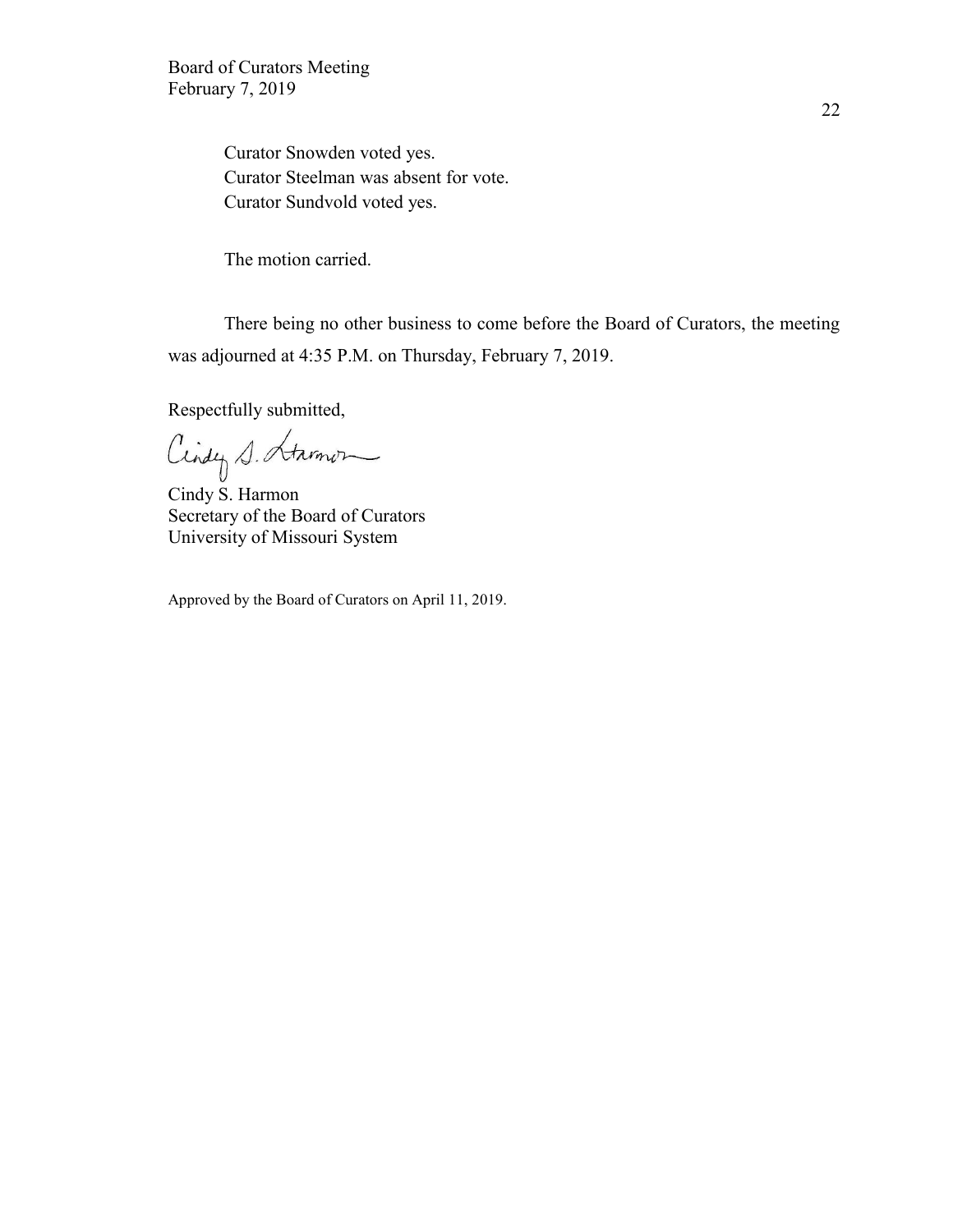Curator Snowden voted yes.
Curator Steelman was absent for vote.
Curator Sundvold voted yes.

The motion carried.

There being no other business to come before the Board of Curators, the meeting was adjourned at 4:35 P.M. on Thursday, February 7, 2019.

Respectfully submitted,

Cindy S. Harmon
Secretary of the Board of Curators
University of Missouri System

Approved by the Board of Curators on April 11, 2019.